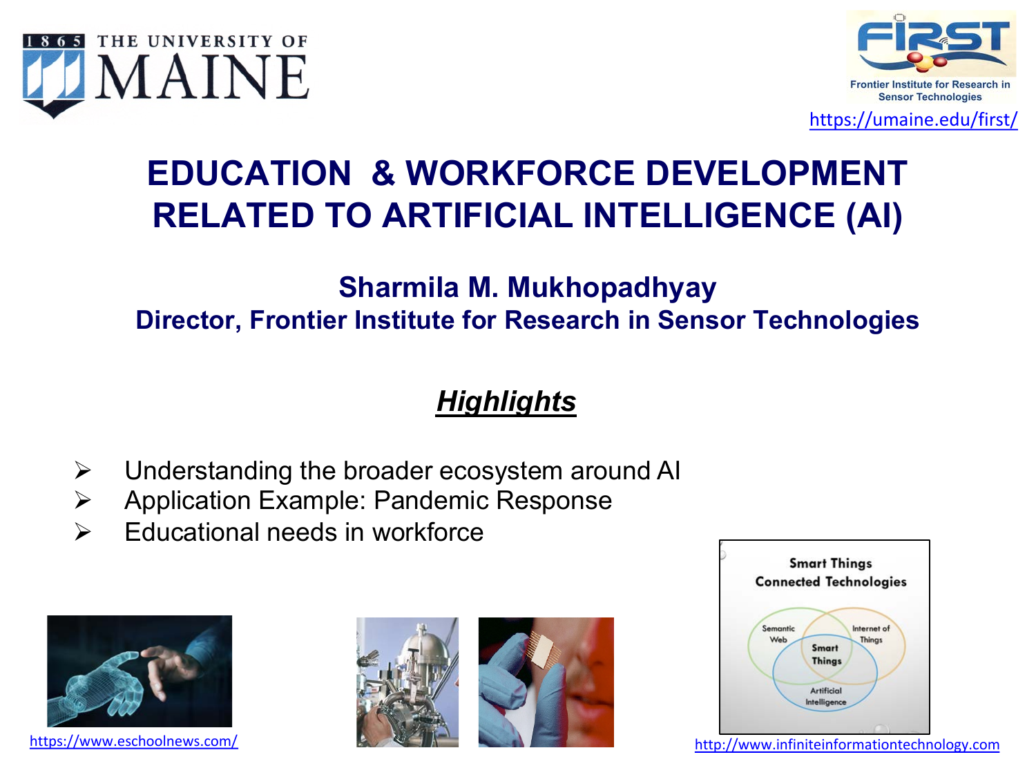https://umaine.edu/first/

# EDUCATION & WORKFORCE DEVELOPMENT RELATED TO ARTIFICIAL INTELLIGENCE (AI)

**Sharmila M. Mukhopadhyay**

**Director, Frontier Institute for Research in Sensor Technologies**

## *Highlights*

- Understanding the broader ecosystem around AI
- Application Example: Pandemic Response
- Educational needs in workforce

https://www.eschoolnews.com/

http://www.infiniteinformationtechnology.com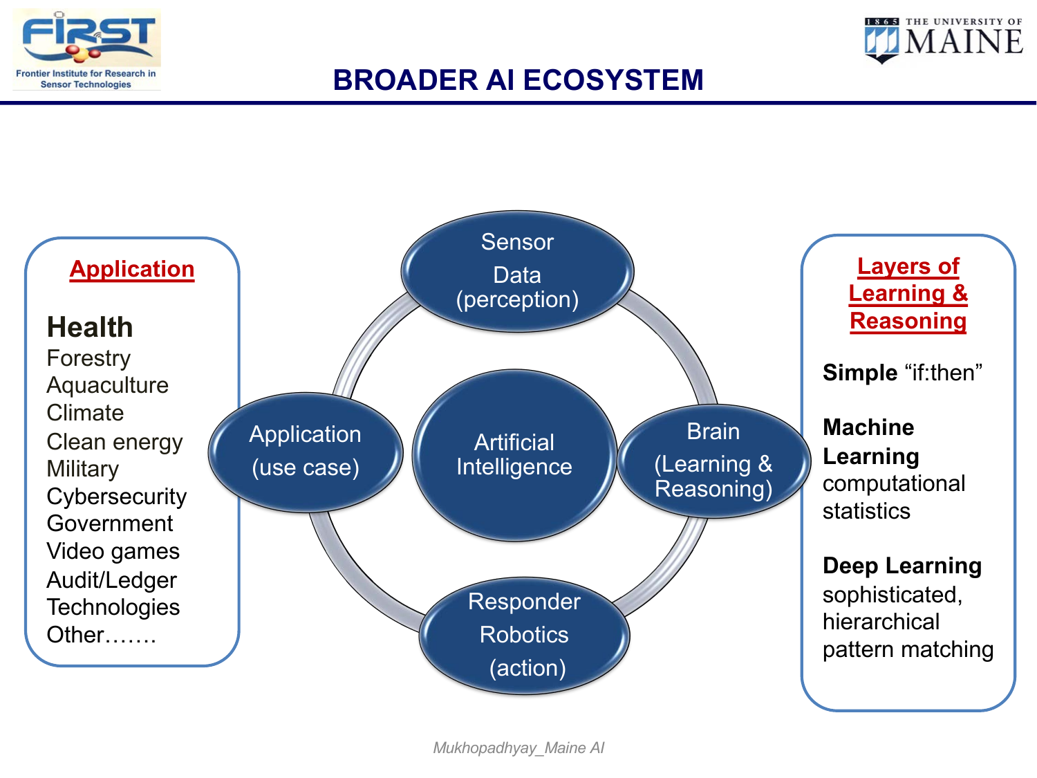# BROADER AI ECOSYSTEM

## Application

**Health**

- Forestry
- Aquaculture
- Climate
- Clean energy
- Military
- Cybersecurity
- Government
- Video games
- Audit/Ledger Technologies
- Other…….

Sensor Data (perception)

Application (use case)

Artificial Intelligence

Brain (Learning & Reasoning)

Responder Robotics (action)

## Layers of Learning & Reasoning

**Simple** “if:then”

**Machine Learning** computational statistics

**Deep Learning** sophisticated, hierarchical pattern matching

*Mukhopadhyay_Maine AI*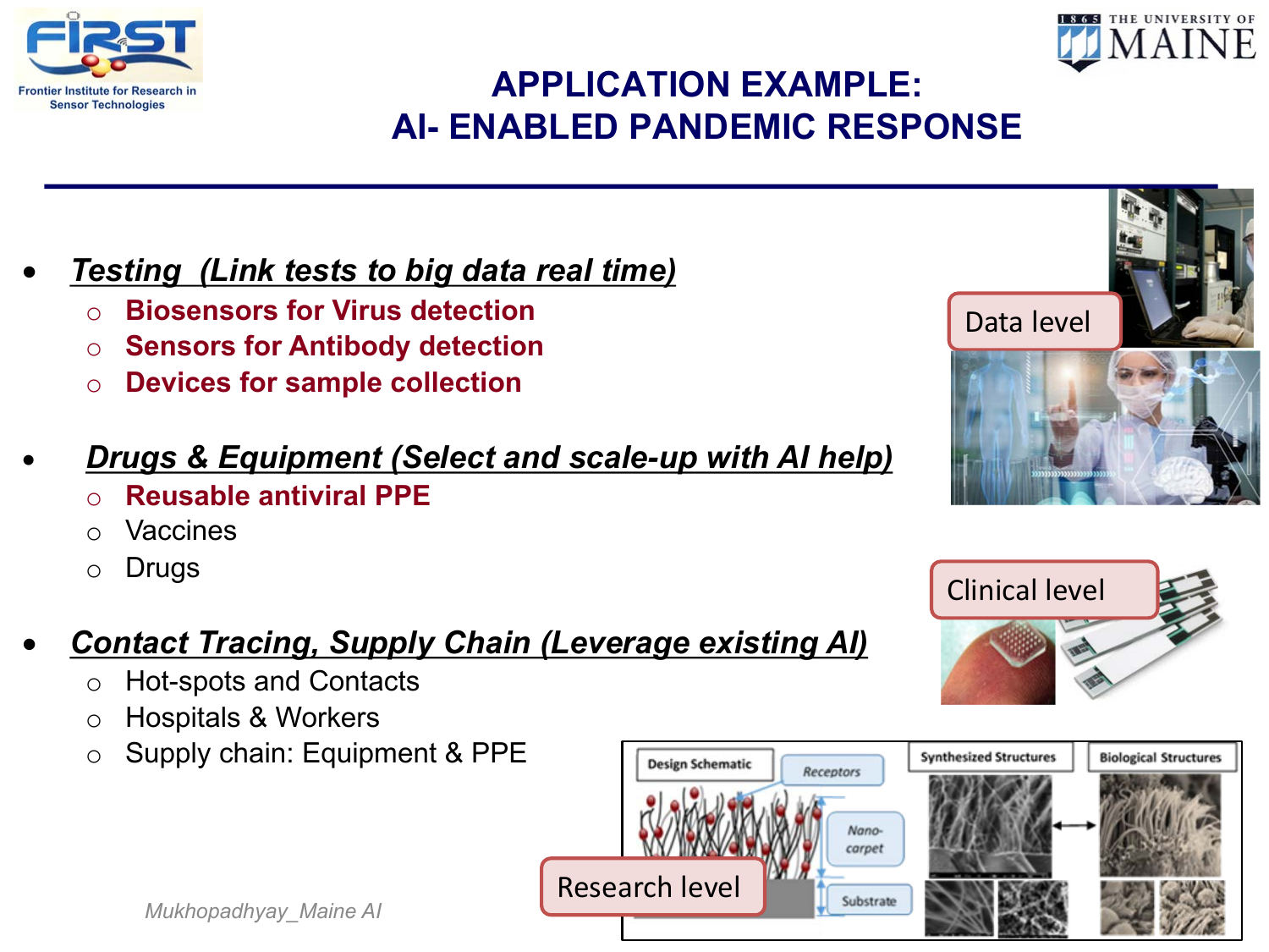# APPLICATION EXAMPLE: AI- ENABLED PANDEMIC RESPONSE

- ***Testing (Link tests to big data real time)***
  - **Biosensors for Virus detection**
  - **Sensors for Antibody detection**
  - **Devices for sample collection**

- ***Drugs & Equipment (Select and scale-up with AI help)***
  - **Reusable antiviral PPE**
  - Vaccines
  - Drugs

- ***Contact Tracing, Supply Chain (Leverage existing AI)***
  - Hot-spots and Contacts
  - Hospitals & Workers
  - Supply chain: Equipment & PPE

Data level

Clinical level

Research level

Design Schematic | Receptors | Nano-carpet | Substrate | Synthesized Structures | Biological Structures

*Mukhopadhyay_Maine AI*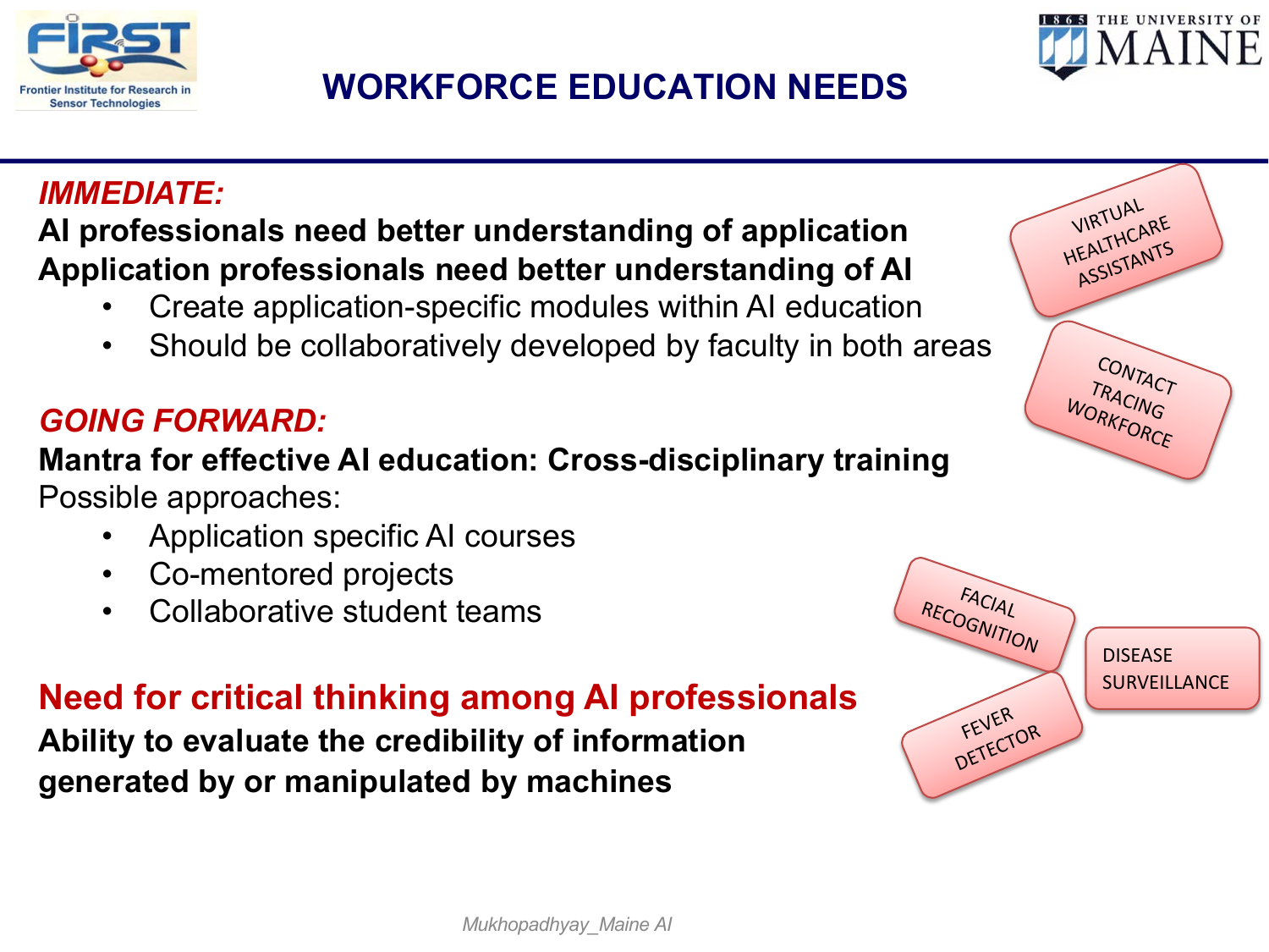# WORKFORCE EDUCATION NEEDS

***IMMEDIATE:***

**AI professionals need better understanding of application**
**Application professionals need better understanding of AI**

- Create application-specific modules within AI education
- Should be collaboratively developed by faculty in both areas

***GOING FORWARD:***

**Mantra for effective AI education: Cross-disciplinary training**

Possible approaches:

- Application specific AI courses
- Co-mentored projects
- Collaborative student teams

**Need for critical thinking among AI professionals**

**Ability to evaluate the credibility of information generated by or manipulated by machines**

VIRTUAL HEALTHCARE ASSISTANTS

CONTACT TRACING WORKFORCE

FACIAL RECOGNITION

DISEASE SURVEILLANCE

FEVER DETECTOR